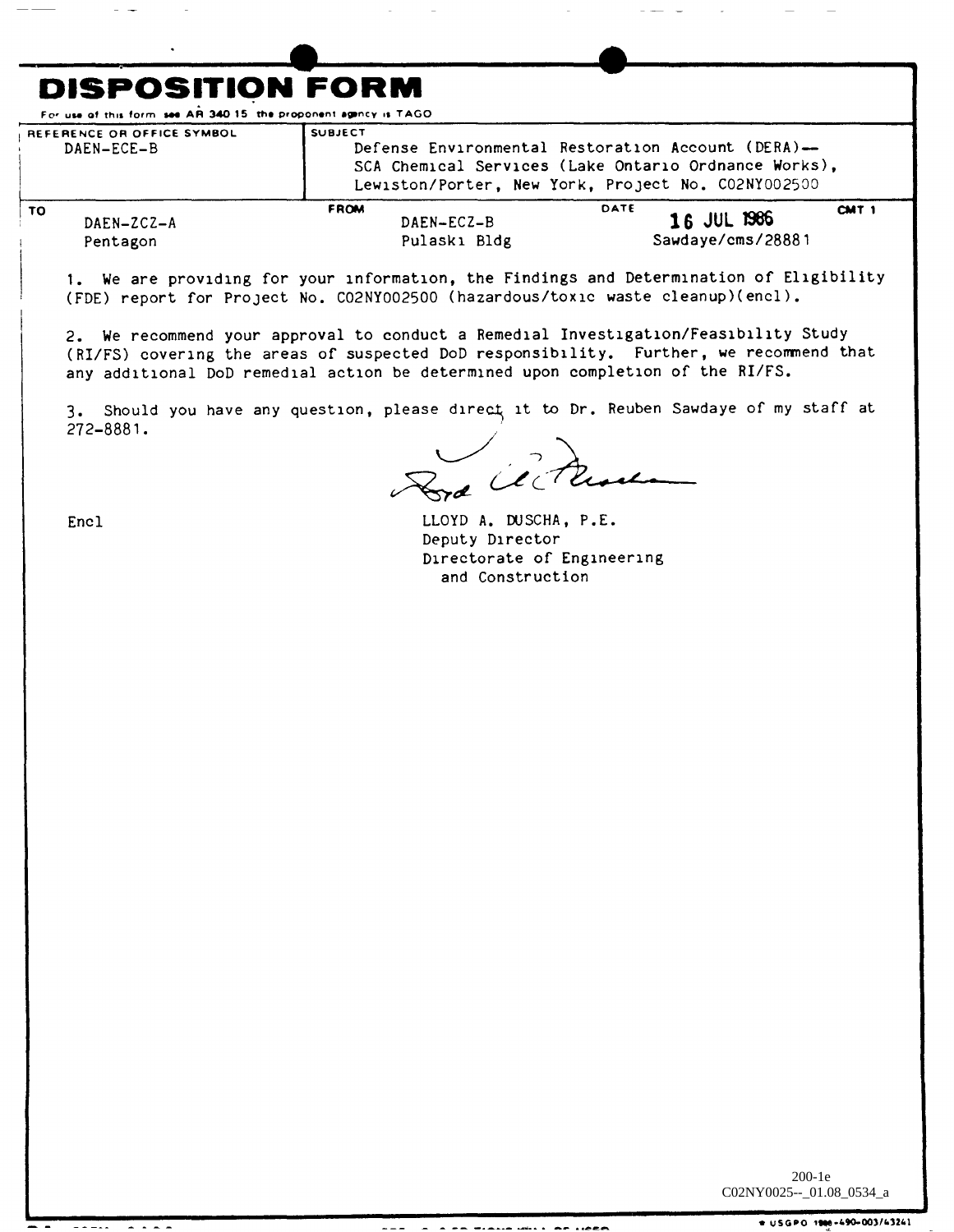# DISPOSITION FORM

For use of this form see AR 340 15 the proponent agency is TAGO

| REFERENCE OR OFFICE SYMBOL | SUBJECT | | |
|---|---|---|---|
| DAEN-ECE-B | Defense Environmental Restoration Account (DERA)--SCA Chemical Services (Lake Ontario Ordnance Works), Lewiston/Porter, New York, Project No. C02NY002500 | | |
| **TO** | **FROM** | **DATE** | **CMT 1** |
| DAEN-ZCZ-A Pentagon | DAEN-ECZ-B Pulaski Bldg | 16 JUL 1986 Sawdaye/cms/28881 | |

1. We are providing for your information, the Findings and Determination of Eligibility (FDE) report for Project No. C02NY002500 (hazardous/toxic waste cleanup)(encl).

2. We recommend your approval to conduct a Remedial Investigation/Feasibility Study (RI/FS) covering the areas of suspected DoD responsibility. Further, we recommend that any additional DoD remedial action be determined upon completion of the RI/FS.

3. Should you have any question, please direct it to Dr. Reuben Sawdaye of my staff at 272-8881.

Encl

LLOYD A. DUSCHA, P.E.
Deputy Director
Directorate of Engineering
and Construction

200-1e
C02NY0025--_01.08_0534_a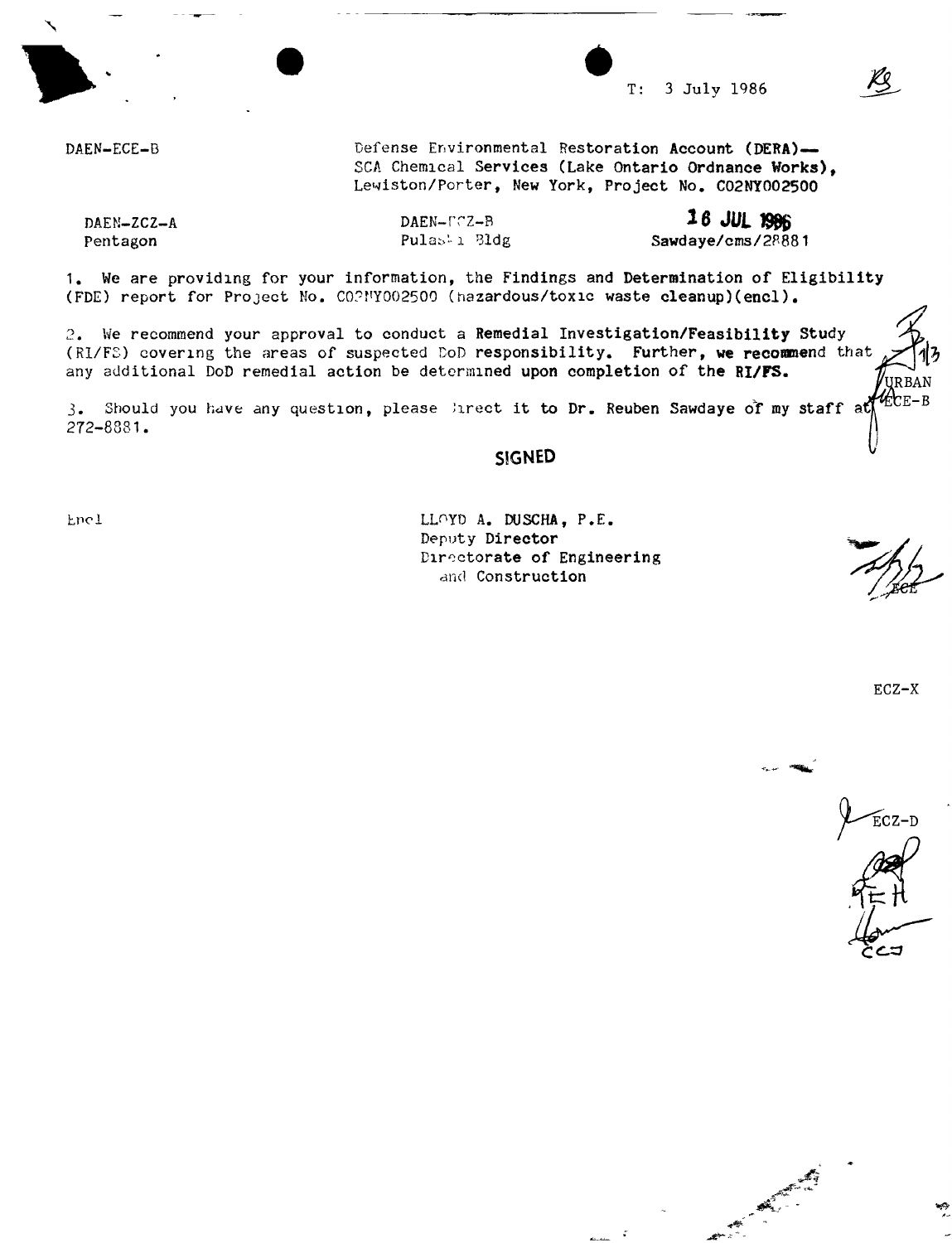T: 3 July 1986

DAEN-ECE-B

Defense Environmental Restoration Account (DERA)—
SCA Chemical Services (Lake Ontario Ordnance Works),
Lewiston/Porter, New York, Project No. C02NY002500

DAEN-ZCZ-A
Pentagon

DAEN-ECZ-B
Pulaski Bldg

16 JUL 1986
Sawdaye/cms/28881

1. We are providing for your information, the Findings and Determination of Eligibility (FDE) report for Project No. C02NY002500 (hazardous/toxic waste cleanup)(encl).

2. We recommend your approval to conduct a Remedial Investigation/Feasibility Study (RI/FS) covering the areas of suspected DoD responsibility. Further, we recommend that any additional DoD remedial action be determined upon completion of the RI/FS.

3. Should you have any question, please direct it to Dr. Reuben Sawdaye of my staff at 272-8881.

**SIGNED**

Encl

LLOYD A. DUSCHA, P.E.
Deputy Director
Directorate of Engineering
and Construction

URBAN
ECE-B

ECZ-X

ECZ-D